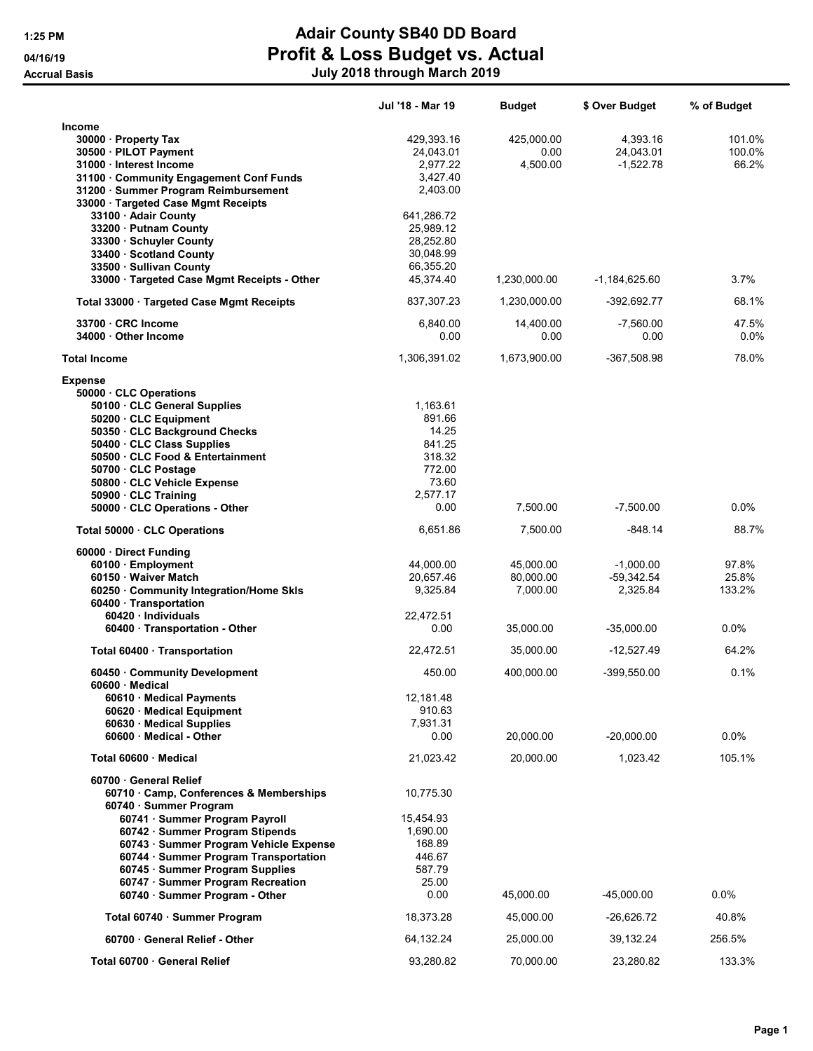# Adair County SB40 DD Board

## Profit & Loss Budget vs. Actual

### July 2018 through March 2019

1:25 PM
04/16/19
Accrual Basis

| | Jul '18 - Mar 19 | Budget | $ Over Budget | % of Budget |
|---|---|---|---|---|
| **Income** | | | | |
| 30000 · Property Tax | 429,393.16 | 425,000.00 | 4,393.16 | 101.0% |
| 30500 · PILOT Payment | 24,043.01 | 0.00 | 24,043.01 | 100.0% |
| 31000 · Interest Income | 2,977.22 | 4,500.00 | -1,522.78 | 66.2% |
| 31100 · Community Engagement Conf Funds | 3,427.40 | | | |
| 31200 · Summer Program Reimbursement | 2,403.00 | | | |
| 33000 · Targeted Case Mgmt Receipts | | | | |
| 33100 · Adair County | 641,286.72 | | | |
| 33200 · Putnam County | 25,989.12 | | | |
| 33300 · Schuyler County | 28,252.80 | | | |
| 33400 · Scotland County | 30,048.99 | | | |
| 33500 · Sullivan County | 66,355.20 | | | |
| 33000 · Targeted Case Mgmt Receipts - Other | 45,374.40 | 1,230,000.00 | -1,184,625.60 | 3.7% |
| Total 33000 · Targeted Case Mgmt Receipts | 837,307.23 | 1,230,000.00 | -392,692.77 | 68.1% |
| 33700 · CRC Income | 6,840.00 | 14,400.00 | -7,560.00 | 47.5% |
| 34000 · Other Income | 0.00 | 0.00 | 0.00 | 0.0% |
| **Total Income** | 1,306,391.02 | 1,673,900.00 | -367,508.98 | 78.0% |
| **Expense** | | | | |
| 50000 · CLC Operations | | | | |
| 50100 · CLC General Supplies | 1,163.61 | | | |
| 50200 · CLC Equipment | 891.66 | | | |
| 50350 · CLC Background Checks | 14.25 | | | |
| 50400 · CLC Class Supplies | 841.25 | | | |
| 50500 · CLC Food & Entertainment | 318.32 | | | |
| 50700 · CLC Postage | 772.00 | | | |
| 50800 · CLC Vehicle Expense | 73.60 | | | |
| 50900 · CLC Training | 2,577.17 | | | |
| 50000 · CLC Operations - Other | 0.00 | 7,500.00 | -7,500.00 | 0.0% |
| Total 50000 · CLC Operations | 6,651.86 | 7,500.00 | -848.14 | 88.7% |
| 60000 · Direct Funding | | | | |
| 60100 · Employment | 44,000.00 | 45,000.00 | -1,000.00 | 97.8% |
| 60150 · Waiver Match | 20,657.46 | 80,000.00 | -59,342.54 | 25.8% |
| 60250 · Community Integration/Home Skls | 9,325.84 | 7,000.00 | 2,325.84 | 133.2% |
| 60400 · Transportation | | | | |
| 60420 · Individuals | 22,472.51 | | | |
| 60400 · Transportation - Other | 0.00 | 35,000.00 | -35,000.00 | 0.0% |
| Total 60400 · Transportation | 22,472.51 | 35,000.00 | -12,527.49 | 64.2% |
| 60450 · Community Development | 450.00 | 400,000.00 | -399,550.00 | 0.1% |
| 60600 · Medical | | | | |
| 60610 · Medical Payments | 12,181.48 | | | |
| 60620 · Medical Equipment | 910.63 | | | |
| 60630 · Medical Supplies | 7,931.31 | | | |
| 60600 · Medical - Other | 0.00 | 20,000.00 | -20,000.00 | 0.0% |
| Total 60600 · Medical | 21,023.42 | 20,000.00 | 1,023.42 | 105.1% |
| 60700 · General Relief | | | | |
| 60710 · Camp, Conferences & Memberships | 10,775.30 | | | |
| 60740 · Summer Program | | | | |
| 60741 · Summer Program Payroll | 15,454.93 | | | |
| 60742 · Summer Program Stipends | 1,690.00 | | | |
| 60743 · Summer Program Vehicle Expense | 168.89 | | | |
| 60744 · Summer Program Transportation | 446.67 | | | |
| 60745 · Summer Program Supplies | 587.79 | | | |
| 60747 · Summer Program Recreation | 25.00 | | | |
| 60740 · Summer Program - Other | 0.00 | 45,000.00 | -45,000.00 | 0.0% |
| Total 60740 · Summer Program | 18,373.28 | 45,000.00 | -26,626.72 | 40.8% |
| 60700 · General Relief - Other | 64,132.24 | 25,000.00 | 39,132.24 | 256.5% |
| Total 60700 · General Relief | 93,280.82 | 70,000.00 | 23,280.82 | 133.3% |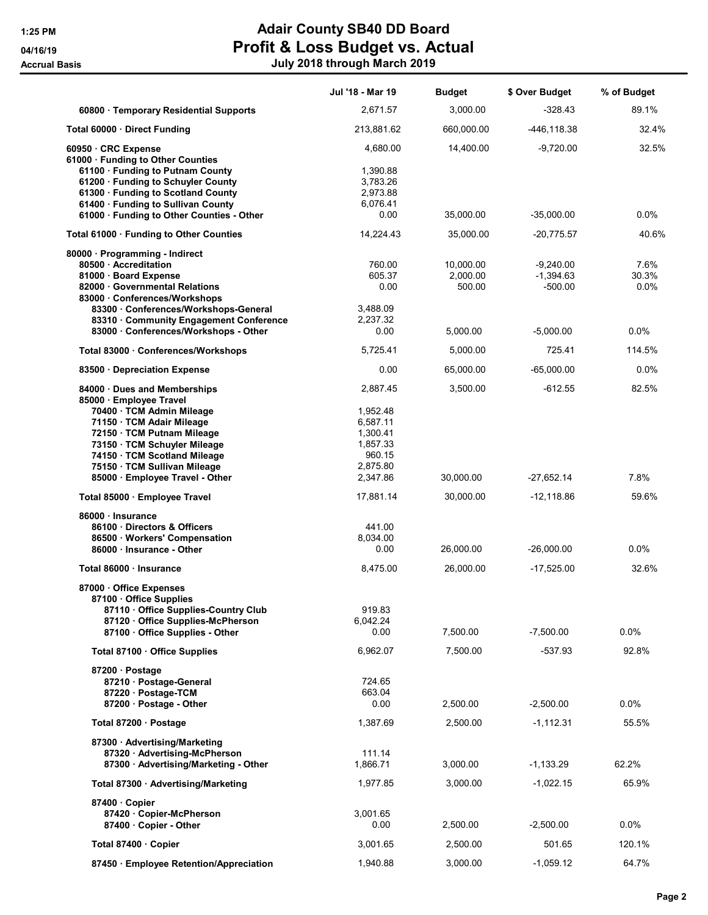# Adair County SB40 DD Board

## Profit & Loss Budget vs. Actual

**July 2018 through March 2019**

1:25 PM
04/16/19
Accrual Basis

| | Jul '18 - Mar 19 | Budget | $ Over Budget | % of Budget |
|---|---|---|---|---|
| 60800 · Temporary Residential Supports | 2,671.57 | 3,000.00 | -328.43 | 89.1% |
| **Total 60000 · Direct Funding** | 213,881.62 | 660,000.00 | -446,118.38 | 32.4% |
| 60950 · CRC Expense | 4,680.00 | 14,400.00 | -9,720.00 | 32.5% |
| 61000 · Funding to Other Counties | | | | |
| 61100 · Funding to Putnam County | 1,390.88 | | | |
| 61200 · Funding to Schuyler County | 3,783.26 | | | |
| 61300 · Funding to Scotland County | 2,973.88 | | | |
| 61400 · Funding to Sullivan County | 6,076.41 | | | |
| 61000 · Funding to Other Counties - Other | 0.00 | 35,000.00 | -35,000.00 | 0.0% |
| **Total 61000 · Funding to Other Counties** | 14,224.43 | 35,000.00 | -20,775.57 | 40.6% |
| 80000 · Programming - Indirect | | | | |
| 80500 · Accreditation | 760.00 | 10,000.00 | -9,240.00 | 7.6% |
| 81000 · Board Expense | 605.37 | 2,000.00 | -1,394.63 | 30.3% |
| 82000 · Governmental Relations | 0.00 | 500.00 | -500.00 | 0.0% |
| 83000 · Conferences/Workshops | | | | |
| 83300 · Conferences/Workshops-General | 3,488.09 | | | |
| 83310 · Community Engagement Conference | 2,237.32 | | | |
| 83000 · Conferences/Workshops - Other | 0.00 | 5,000.00 | -5,000.00 | 0.0% |
| **Total 83000 · Conferences/Workshops** | 5,725.41 | 5,000.00 | 725.41 | 114.5% |
| 83500 · Depreciation Expense | 0.00 | 65,000.00 | -65,000.00 | 0.0% |
| 84000 · Dues and Memberships | 2,887.45 | 3,500.00 | -612.55 | 82.5% |
| 85000 · Employee Travel | | | | |
| 70400 · TCM Admin Mileage | 1,952.48 | | | |
| 71150 · TCM Adair Mileage | 6,587.11 | | | |
| 72150 · TCM Putnam Mileage | 1,300.41 | | | |
| 73150 · TCM Schuyler Mileage | 1,857.33 | | | |
| 74150 · TCM Scotland Mileage | 960.15 | | | |
| 75150 · TCM Sullivan Mileage | 2,875.80 | | | |
| 85000 · Employee Travel - Other | 2,347.86 | 30,000.00 | -27,652.14 | 7.8% |
| **Total 85000 · Employee Travel** | 17,881.14 | 30,000.00 | -12,118.86 | 59.6% |
| 86000 · Insurance | | | | |
| 86100 · Directors & Officers | 441.00 | | | |
| 86500 · Workers' Compensation | 8,034.00 | | | |
| 86000 · Insurance - Other | 0.00 | 26,000.00 | -26,000.00 | 0.0% |
| **Total 86000 · Insurance** | 8,475.00 | 26,000.00 | -17,525.00 | 32.6% |
| 87000 · Office Expenses | | | | |
| 87100 · Office Supplies | | | | |
| 87110 · Office Supplies-Country Club | 919.83 | | | |
| 87120 · Office Supplies-McPherson | 6,042.24 | | | |
| 87100 · Office Supplies - Other | 0.00 | 7,500.00 | -7,500.00 | 0.0% |
| **Total 87100 · Office Supplies** | 6,962.07 | 7,500.00 | -537.93 | 92.8% |
| 87200 · Postage | | | | |
| 87210 · Postage-General | 724.65 | | | |
| 87220 · Postage-TCM | 663.04 | | | |
| 87200 · Postage - Other | 0.00 | 2,500.00 | -2,500.00 | 0.0% |
| **Total 87200 · Postage** | 1,387.69 | 2,500.00 | -1,112.31 | 55.5% |
| 87300 · Advertising/Marketing | | | | |
| 87320 · Advertising-McPherson | 111.14 | | | |
| 87300 · Advertising/Marketing - Other | 1,866.71 | 3,000.00 | -1,133.29 | 62.2% |
| **Total 87300 · Advertising/Marketing** | 1,977.85 | 3,000.00 | -1,022.15 | 65.9% |
| 87400 · Copier | | | | |
| 87420 · Copier-McPherson | 3,001.65 | | | |
| 87400 · Copier - Other | 0.00 | 2,500.00 | -2,500.00 | 0.0% |
| **Total 87400 · Copier** | 3,001.65 | 2,500.00 | 501.65 | 120.1% |
| 87450 · Employee Retention/Appreciation | 1,940.88 | 3,000.00 | -1,059.12 | 64.7% |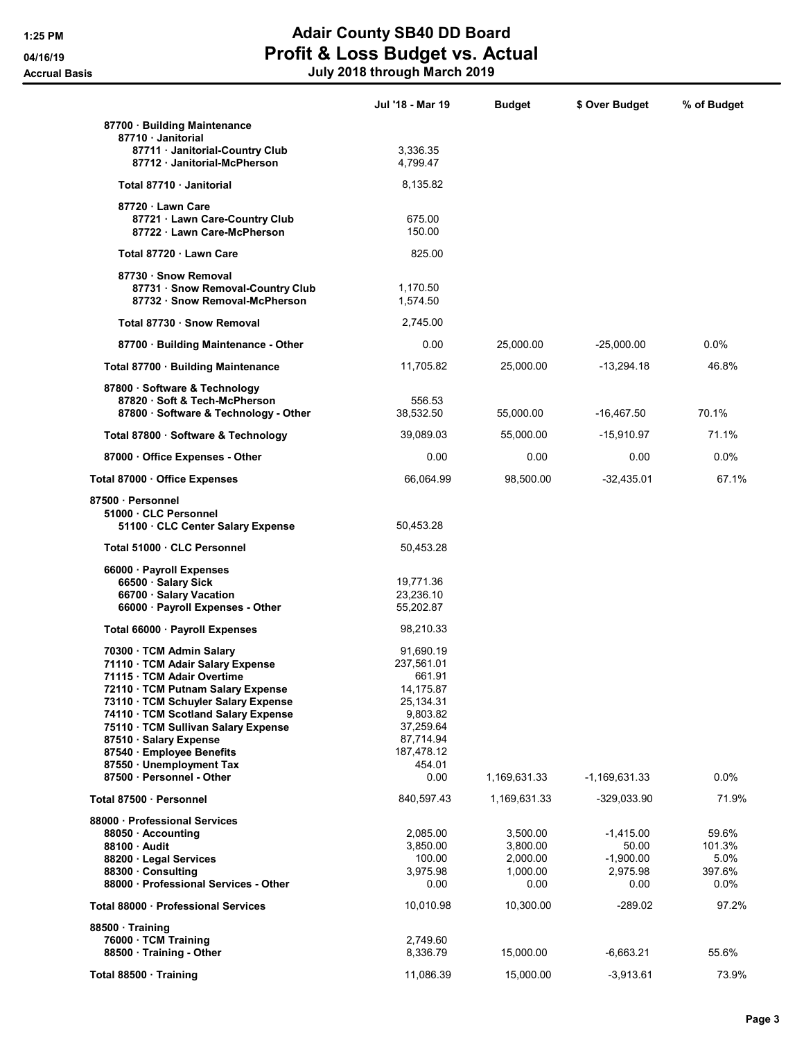# Adair County SB40 DD Board

# Profit & Loss Budget vs. Actual

**July 2018 through March 2019**

1:25 PM
04/16/19
Accrual Basis

| | Jul '18 - Mar 19 | Budget | $ Over Budget | % of Budget |
|---|---|---|---|---|
| 87700 · Building Maintenance | | | | |
| 87710 · Janitorial | | | | |
| 87711 · Janitorial-Country Club | 3,336.35 | | | |
| 87712 · Janitorial-McPherson | 4,799.47 | | | |
| Total 87710 · Janitorial | 8,135.82 | | | |
| 87720 · Lawn Care | | | | |
| 87721 · Lawn Care-Country Club | 675.00 | | | |
| 87722 · Lawn Care-McPherson | 150.00 | | | |
| Total 87720 · Lawn Care | 825.00 | | | |
| 87730 · Snow Removal | | | | |
| 87731 · Snow Removal-Country Club | 1,170.50 | | | |
| 87732 · Snow Removal-McPherson | 1,574.50 | | | |
| Total 87730 · Snow Removal | 2,745.00 | | | |
| 87700 · Building Maintenance - Other | 0.00 | 25,000.00 | -25,000.00 | 0.0% |
| Total 87700 · Building Maintenance | 11,705.82 | 25,000.00 | -13,294.18 | 46.8% |
| 87800 · Software & Technology | | | | |
| 87820 · Soft & Tech-McPherson | 556.53 | | | |
| 87800 · Software & Technology - Other | 38,532.50 | 55,000.00 | -16,467.50 | 70.1% |
| Total 87800 · Software & Technology | 39,089.03 | 55,000.00 | -15,910.97 | 71.1% |
| 87000 · Office Expenses - Other | 0.00 | 0.00 | 0.00 | 0.0% |
| Total 87000 · Office Expenses | 66,064.99 | 98,500.00 | -32,435.01 | 67.1% |
| 87500 · Personnel | | | | |
| 51000 · CLC Personnel | | | | |
| 51100 · CLC Center Salary Expense | 50,453.28 | | | |
| Total 51000 · CLC Personnel | 50,453.28 | | | |
| 66000 · Payroll Expenses | | | | |
| 66500 · Salary Sick | 19,771.36 | | | |
| 66700 · Salary Vacation | 23,236.10 | | | |
| 66000 · Payroll Expenses - Other | 55,202.87 | | | |
| Total 66000 · Payroll Expenses | 98,210.33 | | | |
| 70300 · TCM Admin Salary | 91,690.19 | | | |
| 71110 · TCM Adair Salary Expense | 237,561.01 | | | |
| 71115 · TCM Adair Overtime | 661.91 | | | |
| 72110 · TCM Putnam Salary Expense | 14,175.87 | | | |
| 73110 · TCM Schuyler Salary Expense | 25,134.31 | | | |
| 74110 · TCM Scotland Salary Expense | 9,803.82 | | | |
| 75110 · TCM Sullivan Salary Expense | 37,259.64 | | | |
| 87510 · Salary Expense | 87,714.94 | | | |
| 87540 · Employee Benefits | 187,478.12 | | | |
| 87550 · Unemployment Tax | 454.01 | | | |
| 87500 · Personnel - Other | 0.00 | 1,169,631.33 | -1,169,631.33 | 0.0% |
| Total 87500 · Personnel | 840,597.43 | 1,169,631.33 | -329,033.90 | 71.9% |
| 88000 · Professional Services | | | | |
| 88050 · Accounting | 2,085.00 | 3,500.00 | -1,415.00 | 59.6% |
| 88100 · Audit | 3,850.00 | 3,800.00 | 50.00 | 101.3% |
| 88200 · Legal Services | 100.00 | 2,000.00 | -1,900.00 | 5.0% |
| 88300 · Consulting | 3,975.98 | 1,000.00 | 2,975.98 | 397.6% |
| 88000 · Professional Services - Other | 0.00 | 0.00 | 0.00 | 0.0% |
| Total 88000 · Professional Services | 10,010.98 | 10,300.00 | -289.02 | 97.2% |
| 88500 · Training | | | | |
| 76000 · TCM Training | 2,749.60 | | | |
| 88500 · Training - Other | 8,336.79 | 15,000.00 | -6,663.21 | 55.6% |
| Total 88500 · Training | 11,086.39 | 15,000.00 | -3,913.61 | 73.9% |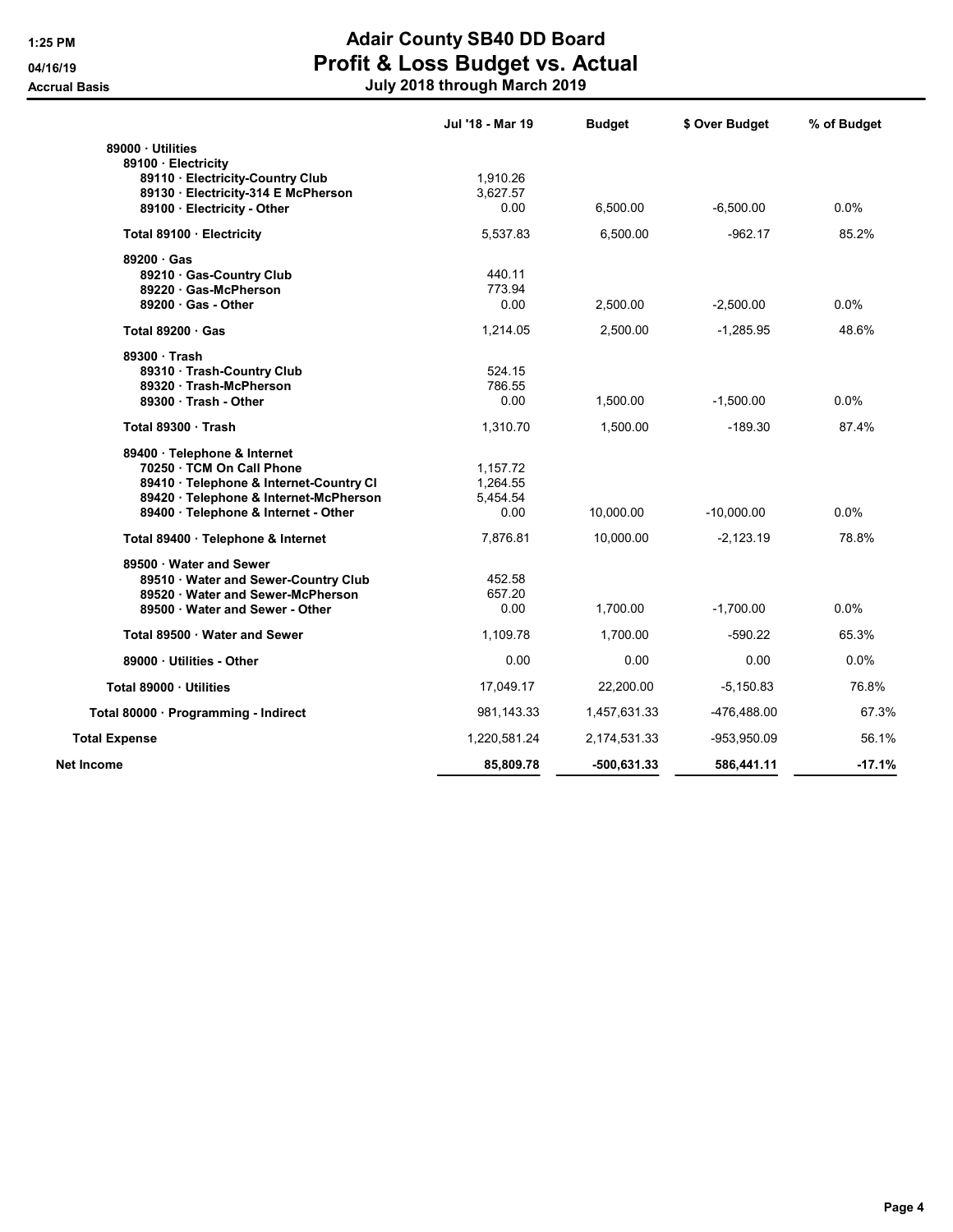# Adair County SB40 DD Board

## Profit & Loss Budget vs. Actual

### July 2018 through March 2019

1:25 PM
04/16/19
Accrual Basis

| | Jul '18 - Mar 19 | Budget | $ Over Budget | % of Budget |
|---|---|---|---|---|
| **89000 · Utilities** | | | | |
| **89100 · Electricity** | | | | |
| **89110 · Electricity-Country Club** | 1,910.26 | | | |
| **89130 · Electricity-314 E McPherson** | 3,627.57 | | | |
| **89100 · Electricity - Other** | 0.00 | 6,500.00 | -6,500.00 | 0.0% |
| **Total 89100 · Electricity** | 5,537.83 | 6,500.00 | -962.17 | 85.2% |
| **89200 · Gas** | | | | |
| **89210 · Gas-Country Club** | 440.11 | | | |
| **89220 · Gas-McPherson** | 773.94 | | | |
| **89200 · Gas - Other** | 0.00 | 2,500.00 | -2,500.00 | 0.0% |
| **Total 89200 · Gas** | 1,214.05 | 2,500.00 | -1,285.95 | 48.6% |
| **89300 · Trash** | | | | |
| **89310 · Trash-Country Club** | 524.15 | | | |
| **89320 · Trash-McPherson** | 786.55 | | | |
| **89300 · Trash - Other** | 0.00 | 1,500.00 | -1,500.00 | 0.0% |
| **Total 89300 · Trash** | 1,310.70 | 1,500.00 | -189.30 | 87.4% |
| **89400 · Telephone & Internet** | | | | |
| **70250 · TCM On Call Phone** | 1,157.72 | | | |
| **89410 · Telephone & Internet-Country Cl** | 1,264.55 | | | |
| **89420 · Telephone & Internet-McPherson** | 5,454.54 | | | |
| **89400 · Telephone & Internet - Other** | 0.00 | 10,000.00 | -10,000.00 | 0.0% |
| **Total 89400 · Telephone & Internet** | 7,876.81 | 10,000.00 | -2,123.19 | 78.8% |
| **89500 · Water and Sewer** | | | | |
| **89510 · Water and Sewer-Country Club** | 452.58 | | | |
| **89520 · Water and Sewer-McPherson** | 657.20 | | | |
| **89500 · Water and Sewer - Other** | 0.00 | 1,700.00 | -1,700.00 | 0.0% |
| **Total 89500 · Water and Sewer** | 1,109.78 | 1,700.00 | -590.22 | 65.3% |
| **89000 · Utilities - Other** | 0.00 | 0.00 | 0.00 | 0.0% |
| **Total 89000 · Utilities** | 17,049.17 | 22,200.00 | -5,150.83 | 76.8% |
| **Total 80000 · Programming - Indirect** | 981,143.33 | 1,457,631.33 | -476,488.00 | 67.3% |
| **Total Expense** | 1,220,581.24 | 2,174,531.33 | -953,950.09 | 56.1% |
| **Net Income** | **85,809.78** | **-500,631.33** | **586,441.11** | **-17.1%** |